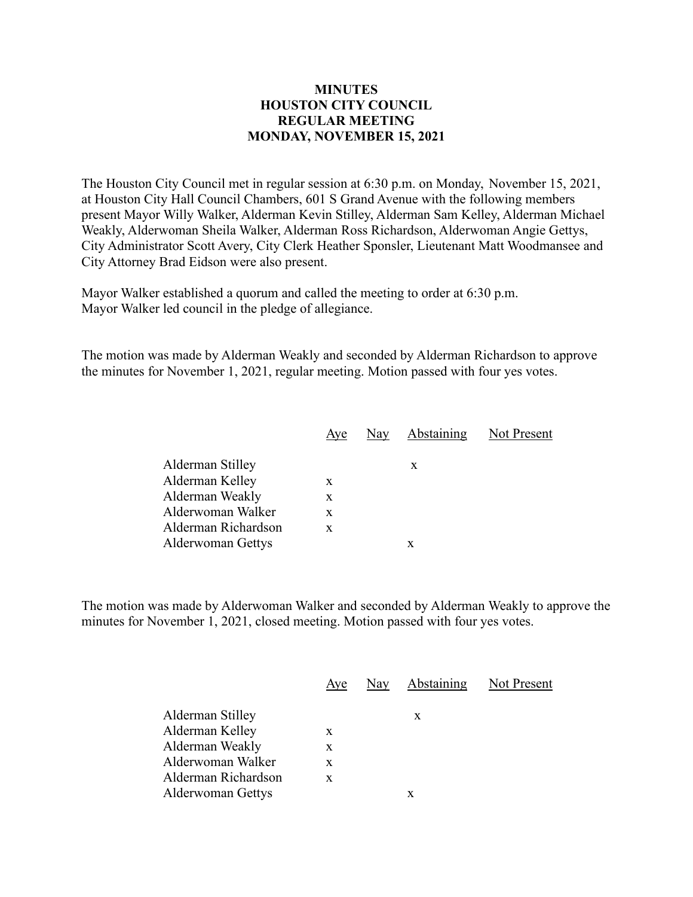**MINUTES**
**HOUSTON CITY COUNCIL**
**REGULAR MEETING**
**MONDAY, NOVEMBER 15, 2021**

The Houston City Council met in regular session at 6:30 p.m. on Monday, November 15, 2021, at Houston City Hall Council Chambers, 601 S Grand Avenue with the following members present Mayor Willy Walker, Alderman Kevin Stilley, Alderman Sam Kelley, Alderman Michael Weakly, Alderwoman Sheila Walker, Alderman Ross Richardson, Alderwoman Angie Gettys, City Administrator Scott Avery, City Clerk Heather Sponsler, Lieutenant Matt Woodmansee and City Attorney Brad Eidson were also present.

Mayor Walker established a quorum and called the meeting to order at 6:30 p.m.
Mayor Walker led council in the pledge of allegiance.

The motion was made by Alderman Weakly and seconded by Alderman Richardson to approve the minutes for November 1, 2021, regular meeting. Motion passed with four yes votes.

| | Aye | Nay | Abstaining | Not Present |
|---|---|---|---|---|
| Alderman Stilley | | | x | |
| Alderman Kelley | x | | | |
| Alderman Weakly | x | | | |
| Alderwoman Walker | x | | | |
| Alderman Richardson | x | | | |
| Alderwoman Gettys | | | x | |

The motion was made by Alderwoman Walker and seconded by Alderman Weakly to approve the minutes for November 1, 2021, closed meeting. Motion passed with four yes votes.

| | Aye | Nay | Abstaining | Not Present |
|---|---|---|---|---|
| Alderman Stilley | | | x | |
| Alderman Kelley | x | | | |
| Alderman Weakly | x | | | |
| Alderwoman Walker | x | | | |
| Alderman Richardson | x | | | |
| Alderwoman Gettys | | | x | |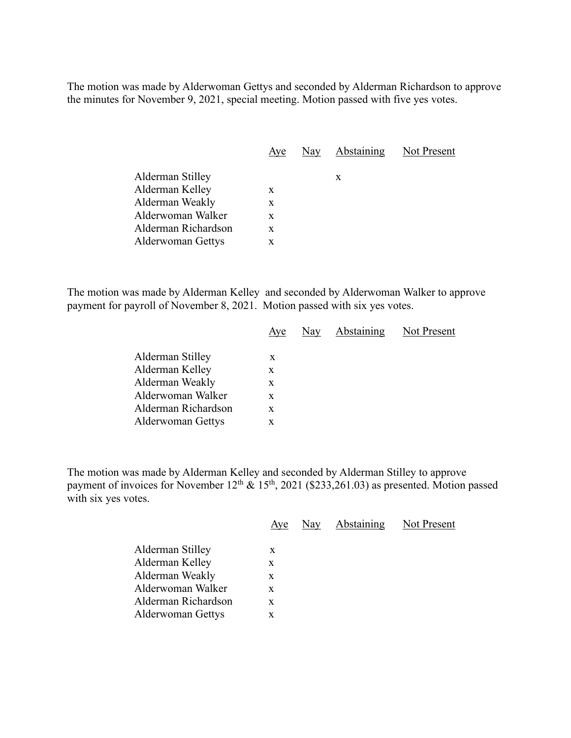The motion was made by Alderwoman Gettys and seconded by Alderman Richardson to approve the minutes for November 9, 2021, special meeting. Motion passed with five yes votes.

| | Aye | Nay | Abstaining | Not Present |
|---|---|---|---|---|
| Alderman Stilley | | | x | |
| Alderman Kelley | x | | | |
| Alderman Weakly | x | | | |
| Alderwoman Walker | x | | | |
| Alderman Richardson | x | | | |
| Alderwoman Gettys | x | | | |

The motion was made by Alderman Kelley and seconded by Alderwoman Walker to approve payment for payroll of November 8, 2021. Motion passed with six yes votes.

| | Aye | Nay | Abstaining | Not Present |
|---|---|---|---|---|
| Alderman Stilley | x | | | |
| Alderman Kelley | x | | | |
| Alderman Weakly | x | | | |
| Alderwoman Walker | x | | | |
| Alderman Richardson | x | | | |
| Alderwoman Gettys | x | | | |

The motion was made by Alderman Kelley and seconded by Alderman Stilley to approve payment of invoices for November 12th & 15th, 2021 ($233,261.03) as presented. Motion passed with six yes votes.

| | Aye | Nay | Abstaining | Not Present |
|---|---|---|---|---|
| Alderman Stilley | x | | | |
| Alderman Kelley | x | | | |
| Alderman Weakly | x | | | |
| Alderwoman Walker | x | | | |
| Alderman Richardson | x | | | |
| Alderwoman Gettys | x | | | |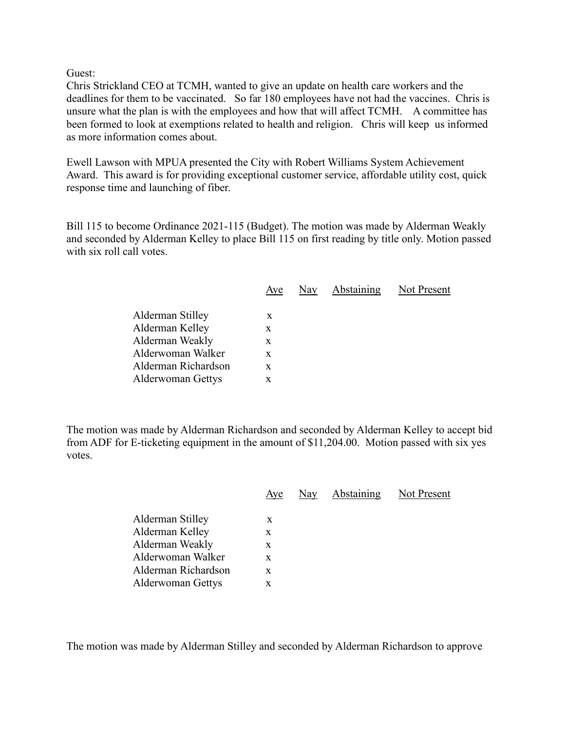Guest:

Chris Strickland CEO at TCMH, wanted to give an update on health care workers and the deadlines for them to be vaccinated. So far 180 employees have not had the vaccines. Chris is unsure what the plan is with the employees and how that will affect TCMH. A committee has been formed to look at exemptions related to health and religion. Chris will keep us informed as more information comes about.

Ewell Lawson with MPUA presented the City with Robert Williams System Achievement Award. This award is for providing exceptional customer service, affordable utility cost, quick response time and launching of fiber.

Bill 115 to become Ordinance 2021-115 (Budget). The motion was made by Alderman Weakly and seconded by Alderman Kelley to place Bill 115 on first reading by title only. Motion passed with six roll call votes.

| | Aye | Nay | Abstaining | Not Present |
|---|---|---|---|---|
| Alderman Stilley | x | | | |
| Alderman Kelley | x | | | |
| Alderman Weakly | x | | | |
| Alderwoman Walker | x | | | |
| Alderman Richardson | x | | | |
| Alderwoman Gettys | x | | | |

The motion was made by Alderman Richardson and seconded by Alderman Kelley to accept bid from ADF for E-ticketing equipment in the amount of $11,204.00. Motion passed with six yes votes.

| | Aye | Nay | Abstaining | Not Present |
|---|---|---|---|---|
| Alderman Stilley | x | | | |
| Alderman Kelley | x | | | |
| Alderman Weakly | x | | | |
| Alderwoman Walker | x | | | |
| Alderman Richardson | x | | | |
| Alderwoman Gettys | x | | | |

The motion was made by Alderman Stilley and seconded by Alderman Richardson to approve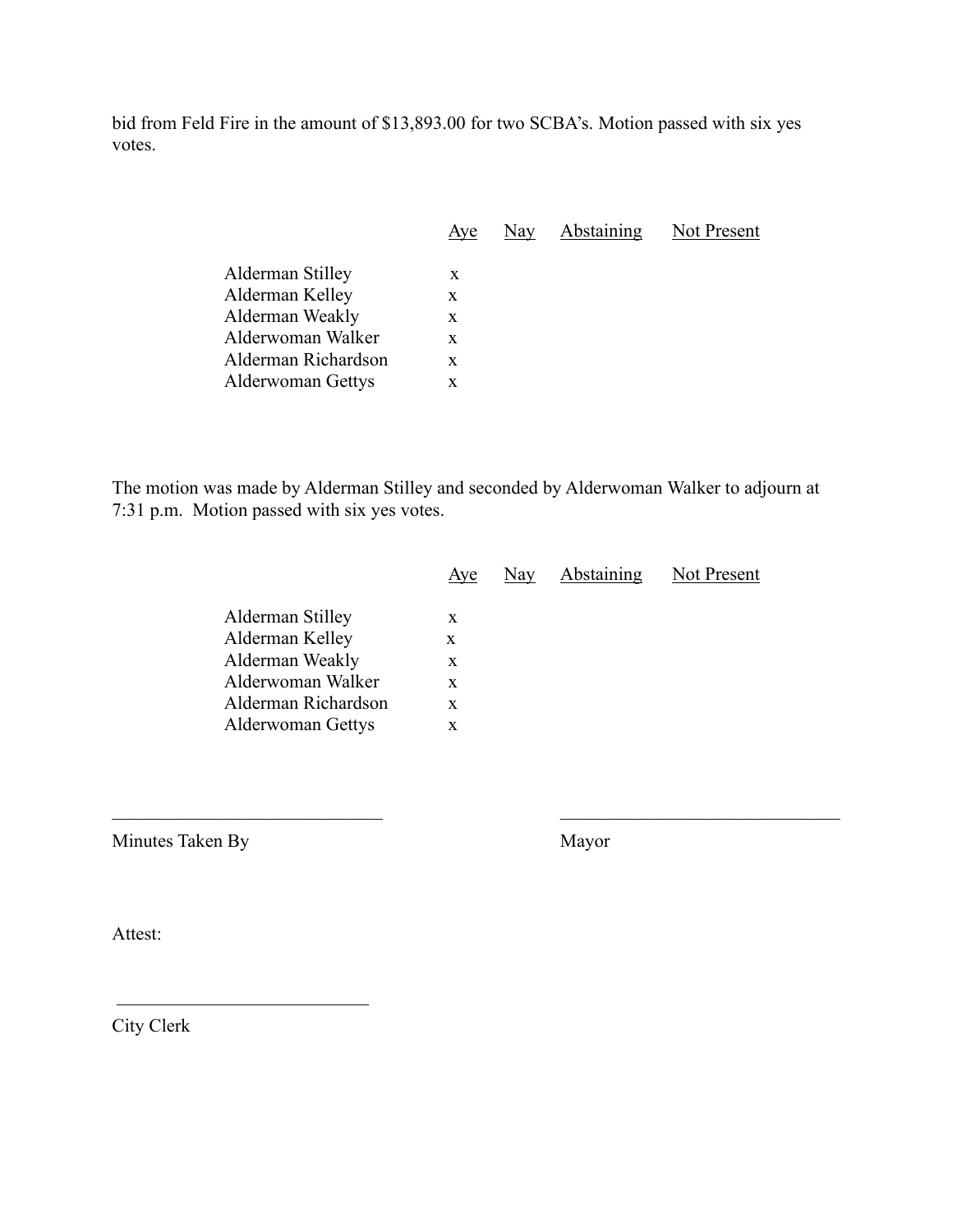bid from Feld Fire in the amount of $13,893.00 for two SCBA's. Motion passed with six yes votes.

| | Aye | Nay | Abstaining | Not Present |
|---|---|---|---|---|
| Alderman Stilley | x | | | |
| Alderman Kelley | x | | | |
| Alderman Weakly | x | | | |
| Alderwoman Walker | x | | | |
| Alderman Richardson | x | | | |
| Alderwoman Gettys | x | | | |

The motion was made by Alderman Stilley and seconded by Alderwoman Walker to adjourn at 7:31 p.m. Motion passed with six yes votes.

| | Aye | Nay | Abstaining | Not Present |
|---|---|---|---|---|
| Alderman Stilley | x | | | |
| Alderman Kelley | x | | | |
| Alderman Weakly | x | | | |
| Alderwoman Walker | x | | | |
| Alderman Richardson | x | | | |
| Alderwoman Gettys | x | | | |

\_\_\_\_\_\_\_\_\_\_\_\_\_\_\_\_\_\_\_\_\_\_\_\_\_\_\_\_\_\_
Minutes Taken By

\_\_\_\_\_\_\_\_\_\_\_\_\_\_\_\_\_\_\_\_\_\_\_\_\_\_\_\_\_\_
Mayor

Attest:

\_\_\_\_\_\_\_\_\_\_\_\_\_\_\_\_\_\_\_\_\_\_\_\_\_\_\_\_\_\_
City Clerk